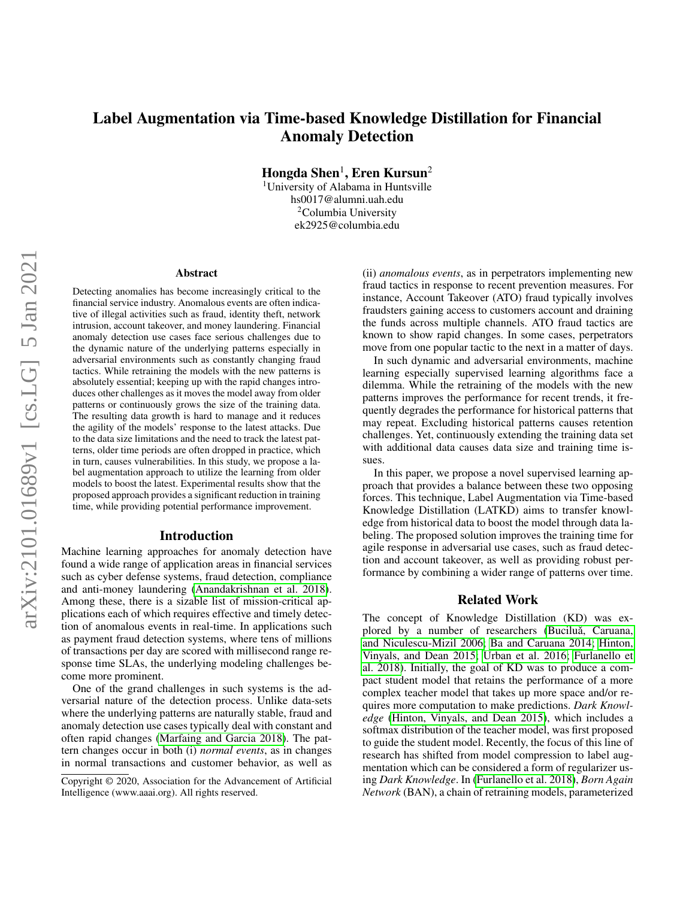# Label Augmentation via Time-based Knowledge Distillation for Financial Anomaly Detection

**Hongda Shen**[1], **Eren Kursun**[2]

[1]University of Alabama in Huntsville
hs0017@alumni.uah.edu
[2]Columbia University
ek2925@columbia.edu

## Abstract

Detecting anomalies has become increasingly critical to the financial service industry. Anomalous events are often indicative of illegal activities such as fraud, identity theft, network intrusion, account takeover, and money laundering. Financial anomaly detection use cases face serious challenges due to the dynamic nature of the underlying patterns especially in adversarial environments such as constantly changing fraud tactics. While retraining the models with the new patterns is absolutely essential; keeping up with the rapid changes introduces other challenges as it moves the model away from older patterns or continuously grows the size of the training data. The resulting data growth is hard to manage and it reduces the agility of the models' response to the latest attacks. Due to the data size limitations and the need to track the latest patterns, older time periods are often dropped in practice, which in turn, causes vulnerabilities. In this study, we propose a label augmentation approach to utilize the learning from older models to boost the latest. Experimental results show that the proposed approach provides a significant reduction in training time, while providing potential performance improvement.

## Introduction

Machine learning approaches for anomaly detection have found a wide range of application areas in financial services such as cyber defense systems, fraud detection, compliance and anti-money laundering (Anandakrishnan et al. 2018). Among these, there is a sizable list of mission-critical applications each of which requires effective and timely detection of anomalous events in real-time. In applications such as payment fraud detection systems, where tens of millions of transactions per day are scored with millisecond range response time SLAs, the underlying modeling challenges become more prominent.

One of the grand challenges in such systems is the adversarial nature of the detection process. Unlike data-sets where the underlying patterns are naturally stable, fraud and anomaly detection use cases typically deal with constant and often rapid changes (Marfaing and Garcia 2018). The pattern changes occur in both (i) *normal events*, as in changes in normal transactions and customer behavior, as well as (ii) *anomalous events*, as in perpetrators implementing new fraud tactics in response to recent prevention measures. For instance, Account Takeover (ATO) fraud typically involves fraudsters gaining access to customers account and draining the funds across multiple channels. ATO fraud tactics are known to show rapid changes. In some cases, perpetrators move from one popular tactic to the next in a matter of days.

In such dynamic and adversarial environments, machine learning especially supervised learning algorithms face a dilemma. While the retraining of the models with the new patterns improves the performance for recent trends, it frequently degrades the performance for historical patterns that may repeat. Excluding historical patterns causes retention challenges. Yet, continuously extending the training data set with additional data causes data size and training time issues.

In this paper, we propose a novel supervised learning approach that provides a balance between these two opposing forces. This technique, Label Augmentation via Time-based Knowledge Distillation (LATKD) aims to transfer knowledge from historical data to boost the model through data labeling. The proposed solution improves the training time for agile response in adversarial use cases, such as fraud detection and account takeover, as well as providing robust performance by combining a wider range of patterns over time.

## Related Work

The concept of Knowledge Distillation (KD) was explored by a number of researchers (Buciluǎ, Caruana, and Niculescu-Mizil 2006; Ba and Caruana 2014; Hinton, Vinyals, and Dean 2015; Urban et al. 2016; Furlanello et al. 2018). Initially, the goal of KD was to produce a compact student model that retains the performance of a more complex teacher model that takes up more space and/or requires more computation to make predictions. *Dark Knowledge* (Hinton, Vinyals, and Dean 2015), which includes a softmax distribution of the teacher model, was first proposed to guide the student model. Recently, the focus of this line of research has shifted from model compression to label augmentation which can be considered a form of regularizer using *Dark Knowledge*. In (Furlanello et al. 2018), *Born Again Network* (BAN), a chain of retraining models, parameterized

Copyright © 2020, Association for the Advancement of Artificial Intelligence (www.aaai.org). All rights reserved.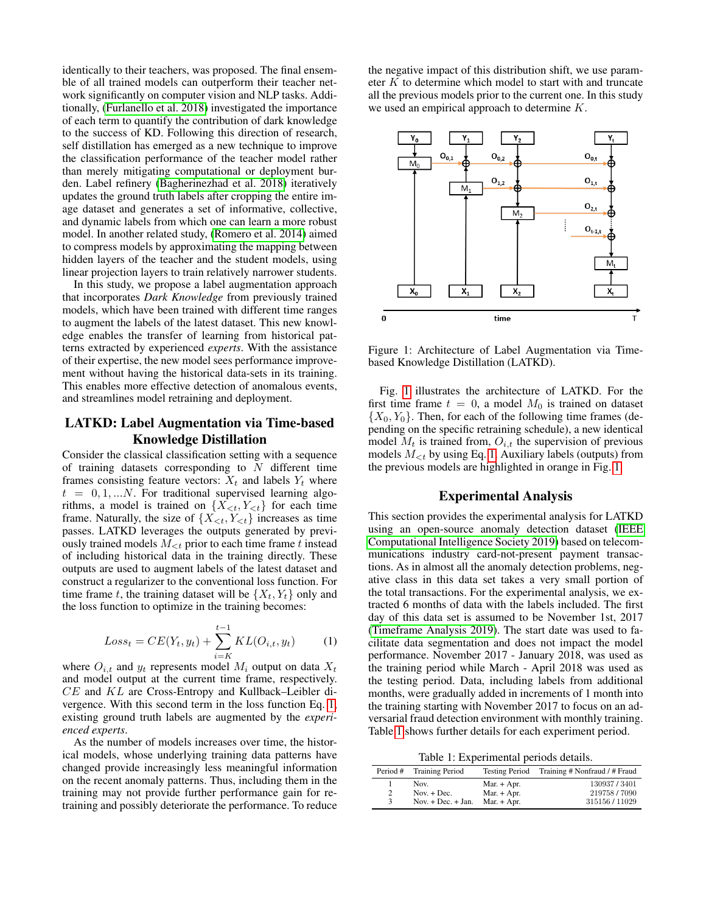identically to their teachers, was proposed. The final ensemble of all trained models can outperform their teacher network significantly on computer vision and NLP tasks. Additionally, (Furlanello et al. 2018) investigated the importance of each term to quantify the contribution of dark knowledge to the success of KD. Following this direction of research, self distillation has emerged as a new technique to improve the classification performance of the teacher model rather than merely mitigating computational or deployment burden. Label refinery (Bagherinezhad et al. 2018) iteratively updates the ground truth labels after cropping the entire image dataset and generates a set of informative, collective, and dynamic labels from which one can learn a more robust model. In another related study, (Romero et al. 2014) aimed to compress models by approximating the mapping between hidden layers of the teacher and the student models, using linear projection layers to train relatively narrower students.

In this study, we propose a label augmentation approach that incorporates *Dark Knowledge* from previously trained models, which have been trained with different time ranges to augment the labels of the latest dataset. This new knowledge enables the transfer of learning from historical patterns extracted by experienced *experts*. With the assistance of their expertise, the new model sees performance improvement without having the historical data-sets in its training. This enables more effective detection of anomalous events, and streamlines model retraining and deployment.

## LATKD: Label Augmentation via Time-based Knowledge Distillation

Consider the classical classification setting with a sequence of training datasets corresponding to $N$ different time frames consisting feature vectors: $X_t$ and labels $Y_t$ where $t = 0, 1, ...N$. For traditional supervised learning algorithms, a model is trained on $\{X_{<t}, Y_{<t}\}$ for each time frame. Naturally, the size of $\{X_{<t}, Y_{<t}\}$ increases as time passes. LATKD leverages the outputs generated by previously trained models $M_{<t}$ prior to each time frame $t$ instead of including historical data in the training directly. These outputs are used to augment labels of the latest dataset and construct a regularizer to the conventional loss function. For time frame $t$, the training dataset will be $\{X_t, Y_t\}$ only and the loss function to optimize in the training becomes:

$$Loss_t = CE(Y_t, y_t) + \sum_{i=K}^{t-1} KL(O_{i,t}, y_t) \qquad (1)$$

where $O_{i,t}$ and $y_t$ represents model $M_i$ output on data $X_t$ and model output at the current time frame, respectively. $CE$ and $KL$ are Cross-Entropy and Kullback–Leibler divergence. With this second term in the loss function Eq. 1, existing ground truth labels are augmented by the *experienced experts*.

As the number of models increases over time, the historical models, whose underlying training data patterns have changed provide increasingly less meaningful information on the recent anomaly patterns. Thus, including them in the training may not provide further performance gain for retraining and possibly deteriorate the performance. To reduce the negative impact of this distribution shift, we use parameter $K$ to determine which model to start with and truncate all the previous models prior to the current one. In this study we used an empirical approach to determine $K$.

Figure 1: Architecture of Label Augmentation via Time-based Knowledge Distillation (LATKD).

Fig. 1 illustrates the architecture of LATKD. For the first time frame $t = 0$, a model $M_0$ is trained on dataset $\{X_0, Y_0\}$. Then, for each of the following time frames (depending on the specific retraining schedule), a new identical model $M_t$ is trained from, $O_{i,t}$ the supervision of previous models $M_{<t}$ by using Eq. 1. Auxiliary labels (outputs) from the previous models are highlighted in orange in Fig. 1.

## Experimental Analysis

This section provides the experimental analysis for LATKD using an open-source anomaly detection dataset (IEEE Computational Intelligence Society 2019) based on telecommunications industry card-not-present payment transactions. As in almost all the anomaly detection problems, negative class in this data set takes a very small portion of the total transactions. For the experimental analysis, we extracted 6 months of data with the labels included. The first day of this data set is assumed to be November 1st, 2017 (Timeframe Analysis 2019). The start date was used to facilitate data segmentation and does not impact the model performance. November 2017 - January 2018, was used as the training period while March - April 2018 was used as the testing period. Data, including labels from additional months, were gradually added in increments of 1 month into the training starting with November 2017 to focus on an adversarial fraud detection environment with monthly training. Table 1 shows further details for each experiment period.

Table 1: Experimental periods details.

| Period # | Training Period | Testing Period | Training # Nonfraud / # Fraud |
|---|---|---|---|
| 1 | Nov. | Mar. + Apr. | 130937 / 3401 |
| 2 | Nov. + Dec. | Mar. + Apr. | 219758 / 7090 |
| 3 | Nov. + Dec. + Jan. | Mar. + Apr. | 315156 / 11029 |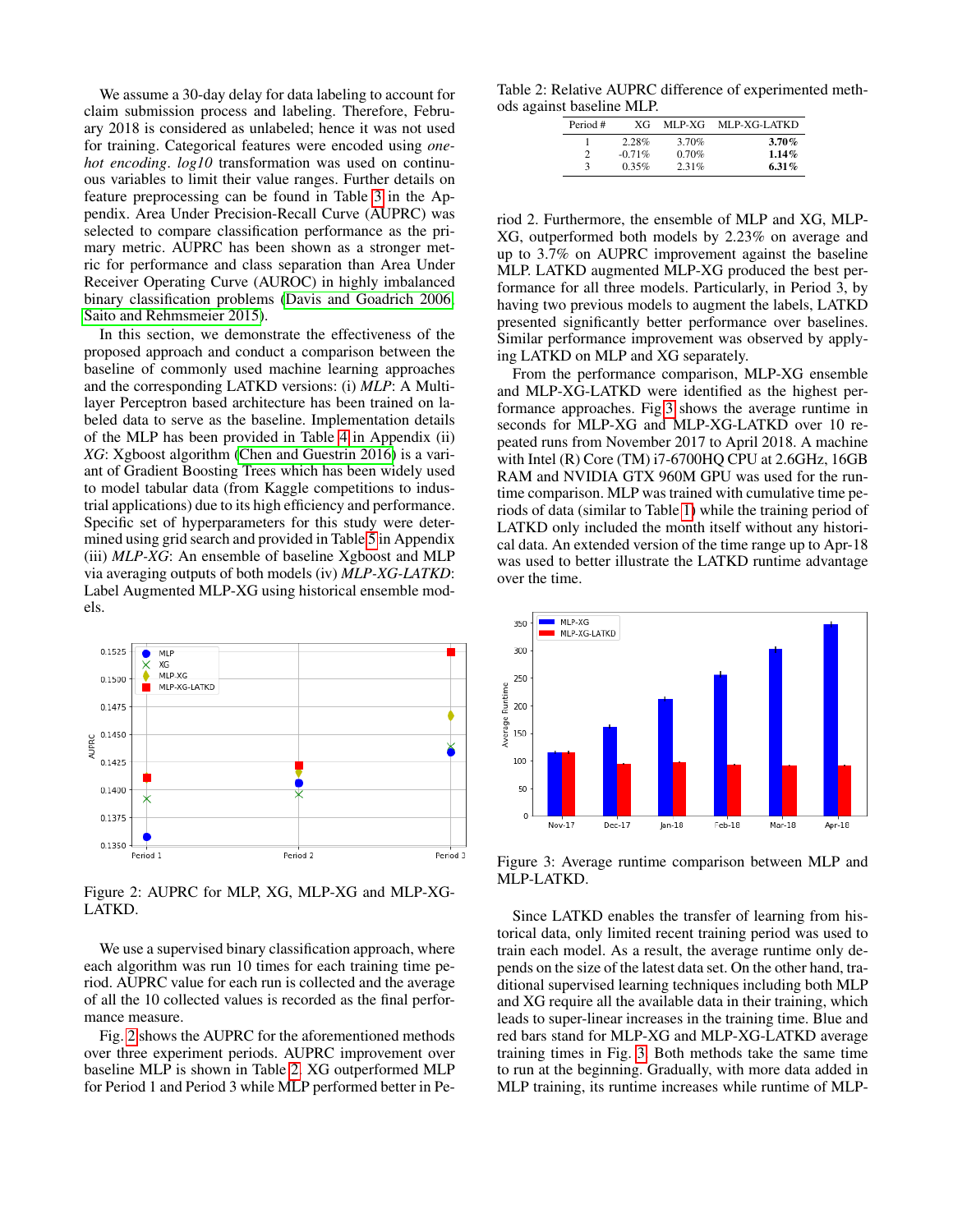We assume a 30-day delay for data labeling to account for claim submission process and labeling. Therefore, February 2018 is considered as unlabeled; hence it was not used for training. Categorical features were encoded using *one-hot encoding*. *log10* transformation was used on continuous variables to limit their value ranges. Further details on feature preprocessing can be found in Table 3 in the Appendix. Area Under Precision-Recall Curve (AUPRC) was selected to compare classification performance as the primary metric. AUPRC has been shown as a stronger metric for performance and class separation than Area Under Receiver Operating Curve (AUROC) in highly imbalanced binary classification problems (Davis and Goadrich 2006; Saito and Rehmsmeier 2015).

In this section, we demonstrate the effectiveness of the proposed approach and conduct a comparison between the baseline of commonly used machine learning approaches and the corresponding LATKD versions: (i) *MLP*: A Multi-layer Perceptron based architecture has been trained on labeled data to serve as the baseline. Implementation details of the MLP has been provided in Table 4 in Appendix (ii) *XG*: Xgboost algorithm (Chen and Guestrin 2016) is a variant of Gradient Boosting Trees which has been widely used to model tabular data (from Kaggle competitions to industrial applications) due to its high efficiency and performance. Specific set of hyperparameters for this study were determined using grid search and provided in Table 5 in Appendix (iii) *MLP-XG*: An ensemble of baseline Xgboost and MLP via averaging outputs of both models (iv) *MLP-XG-LATKD*: Label Augmented MLP-XG using historical ensemble models.

Figure 2: AUPRC for MLP, XG, MLP-XG and MLP-XG-LATKD.

We use a supervised binary classification approach, where each algorithm was run 10 times for each training time period. AUPRC value for each run is collected and the average of all the 10 collected values is recorded as the final performance measure.

Fig. 2 shows the AUPRC for the aforementioned methods over three experiment periods. AUPRC improvement over baseline MLP is shown in Table 2. XG outperformed MLP for Period 1 and Period 3 while MLP performed better in Period 2. Furthermore, the ensemble of MLP and XG, MLP-XG, outperformed both models by 2.23% on average and up to 3.7% on AUPRC improvement against the baseline MLP. LATKD augmented MLP-XG produced the best performance for all three models. Particularly, in Period 3, by having two previous models to augment the labels, LATKD presented significantly better performance over baselines. Similar performance improvement was observed by applying LATKD on MLP and XG separately.

Table 2: Relative AUPRC difference of experimented methods against baseline MLP.

| Period # | XG | MLP-XG | MLP-XG-LATKD |
|---|---|---|---|
| 1 | 2.28% | 3.70% | **3.70%** |
| 2 | -0.71% | 0.70% | **1.14%** |
| 3 | 0.35% | 2.31% | **6.31%** |

From the performance comparison, MLP-XG ensemble and MLP-XG-LATKD were identified as the highest performance approaches. Fig 3 shows the average runtime in seconds for MLP-XG and MLP-XG-LATKD over 10 repeated runs from November 2017 to April 2018. A machine with Intel (R) Core (TM) i7-6700HQ CPU at 2.6GHz, 16GB RAM and NVIDIA GTX 960M GPU was used for the runtime comparison. MLP was trained with cumulative time periods of data (similar to Table 1) while the training period of LATKD only included the month itself without any historical data. An extended version of the time range up to Apr-18 was used to better illustrate the LATKD runtime advantage over the time.

Figure 3: Average runtime comparison between MLP and MLP-LATKD.

Since LATKD enables the transfer of learning from historical data, only limited recent training period was used to train each model. As a result, the average runtime only depends on the size of the latest data set. On the other hand, traditional supervised learning techniques including both MLP and XG require all the available data in their training, which leads to super-linear increases in the training time. Blue and red bars stand for MLP-XG and MLP-XG-LATKD average training times in Fig. 3. Both methods take the same time to run at the beginning. Gradually, with more data added in MLP training, its runtime increases while runtime of MLP-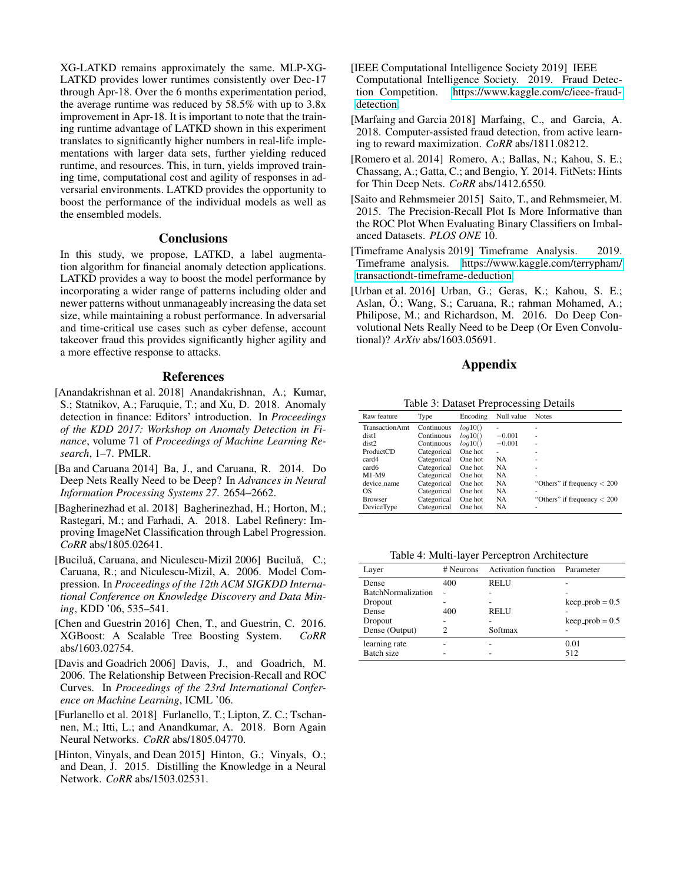XG-LATKD remains approximately the same. MLP-XG-LATKD provides lower runtimes consistently over Dec-17 through Apr-18. Over the 6 months experimentation period, the average runtime was reduced by 58.5% with up to 3.8x improvement in Apr-18. It is important to note that the training runtime advantage of LATKD shown in this experiment translates to significantly higher numbers in real-life implementations with larger data sets, further yielding reduced runtime, and resources. This, in turn, yields improved training time, computational cost and agility of responses in adversarial environments. LATKD provides the opportunity to boost the performance of the individual models as well as the ensembled models.

## Conclusions

In this study, we propose, LATKD, a label augmentation algorithm for financial anomaly detection applications. LATKD provides a way to boost the model performance by incorporating a wider range of patterns including older and newer patterns without unmanageably increasing the data set size, while maintaining a robust performance. In adversarial and time-critical use cases such as cyber defense, account takeover fraud this provides significantly higher agility and a more effective response to attacks.

## References

[Anandakrishnan et al. 2018] Anandakrishnan, A.; Kumar, S.; Statnikov, A.; Faruquie, T.; and Xu, D. 2018. Anomaly detection in finance: Editors' introduction. In *Proceedings of the KDD 2017: Workshop on Anomaly Detection in Finance*, volume 71 of *Proceedings of Machine Learning Research*, 1–7. PMLR.

[Ba and Caruana 2014] Ba, J., and Caruana, R. 2014. Do Deep Nets Really Need to be Deep? In *Advances in Neural Information Processing Systems 27*. 2654–2662.

[Bagherinezhad et al. 2018] Bagherinezhad, H.; Horton, M.; Rastegari, M.; and Farhadi, A. 2018. Label Refinery: Improving ImageNet Classification through Label Progression. *CoRR* abs/1805.02641.

[Buciluǎ, Caruana, and Niculescu-Mizil 2006] Buciluǎ, C.; Caruana, R.; and Niculescu-Mizil, A. 2006. Model Compression. In *Proceedings of the 12th ACM SIGKDD International Conference on Knowledge Discovery and Data Mining*, KDD '06, 535–541.

[Chen and Guestrin 2016] Chen, T., and Guestrin, C. 2016. XGBoost: A Scalable Tree Boosting System. *CoRR* abs/1603.02754.

[Davis and Goadrich 2006] Davis, J., and Goadrich, M. 2006. The Relationship Between Precision-Recall and ROC Curves. In *Proceedings of the 23rd International Conference on Machine Learning*, ICML '06.

[Furlanello et al. 2018] Furlanello, T.; Lipton, Z. C.; Tschannen, M.; Itti, L.; and Anandkumar, A. 2018. Born Again Neural Networks. *CoRR* abs/1805.04770.

[Hinton, Vinyals, and Dean 2015] Hinton, G.; Vinyals, O.; and Dean, J. 2015. Distilling the Knowledge in a Neural Network. *CoRR* abs/1503.02531.

[IEEE Computational Intelligence Society 2019] IEEE Computational Intelligence Society. 2019. Fraud Detection Competition. https://www.kaggle.com/c/ieee-fraud-detection.

[Marfaing and Garcia 2018] Marfaing, C., and Garcia, A. 2018. Computer-assisted fraud detection, from active learning to reward maximization. *CoRR* abs/1811.08212.

[Romero et al. 2014] Romero, A.; Ballas, N.; Kahou, S. E.; Chassang, A.; Gatta, C.; and Bengio, Y. 2014. FitNets: Hints for Thin Deep Nets. *CoRR* abs/1412.6550.

[Saito and Rehmsmeier 2015] Saito, T., and Rehmsmeier, M. 2015. The Precision-Recall Plot Is More Informative than the ROC Plot When Evaluating Binary Classifiers on Imbalanced Datasets. *PLOS ONE* 10.

[Timeframe Analysis 2019] Timeframe Analysis. 2019. Timeframe analysis. https://www.kaggle.com/terrypham/transactiondt-timeframe-deduction.

[Urban et al. 2016] Urban, G.; Geras, K.; Kahou, S. E.; Aslan, Ö.; Wang, S.; Caruana, R.; rahman Mohamed, A.; Philipose, M.; and Richardson, M. 2016. Do Deep Convolutional Nets Really Need to be Deep (Or Even Convolutional)? *ArXiv* abs/1603.05691.

## Appendix

Table 3: Dataset Preprocessing Details

| Raw feature | Type | Encoding | Null value | Notes |
|---|---|---|---|---|
| TransactionAmt | Continuous | $log10()$ | - | - |
| dist1 | Continuous | $log10()$ | $-0.001$ | - |
| dist2 | Continuous | $log10()$ | $-0.001$ | - |
| ProductCD | Categorical | One hot | - | - |
| card4 | Categorical | One hot | NA | - |
| card6 | Categorical | One hot | NA | - |
| M1-M9 | Categorical | One hot | NA | - |
| device_name | Categorical | One hot | NA | "Others" if frequency $< 200$ |
| OS | Categorical | One hot | NA | - |
| Browser | Categorical | One hot | NA | "Others" if frequency $< 200$ |
| DeviceType | Categorical | One hot | NA | - |

Table 4: Multi-layer Perceptron Architecture

| Layer | # Neurons | Activation function | Parameter |
|---|---|---|---|
| Dense | 400 | RELU | - |
| BatchNormalization | - | - | - |
| Dropout | - | - | keep_prob = 0.5 |
| Dense | 400 | RELU | - |
| Dropout | - | - | keep_prob = 0.5 |
| Dense (Output) | 2 | Softmax | - |
| learning rate | - | - | 0.01 |
| Batch size | - | - | 512 |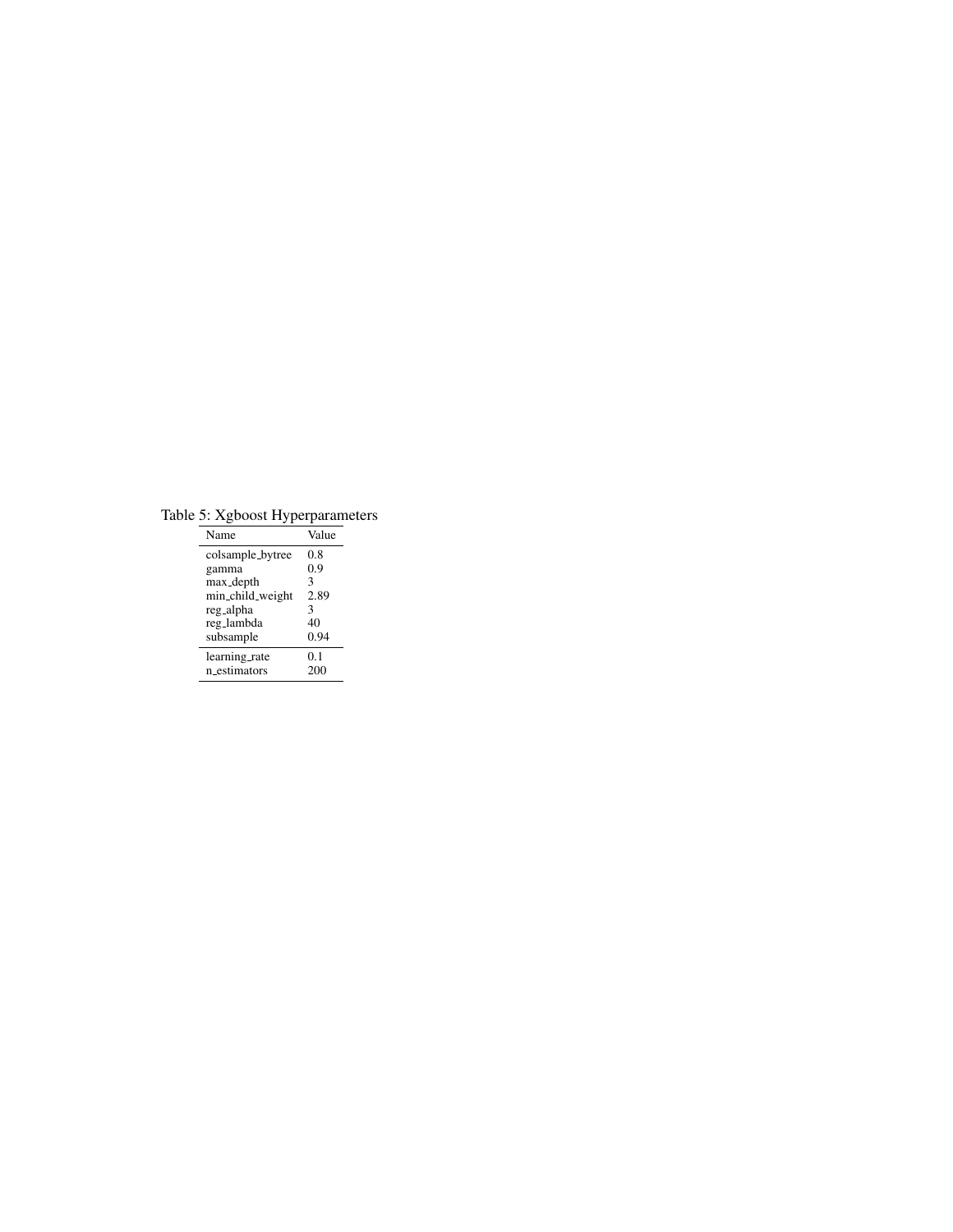Table 5: Xgboost Hyperparameters

| Name | Value |
| --- | --- |
| colsample_bytree | 0.8 |
| gamma | 0.9 |
| max_depth | 3 |
| min_child_weight | 2.89 |
| reg_alpha | 3 |
| reg_lambda | 40 |
| subsample | 0.94 |
| learning_rate | 0.1 |
| n_estimators | 200 |